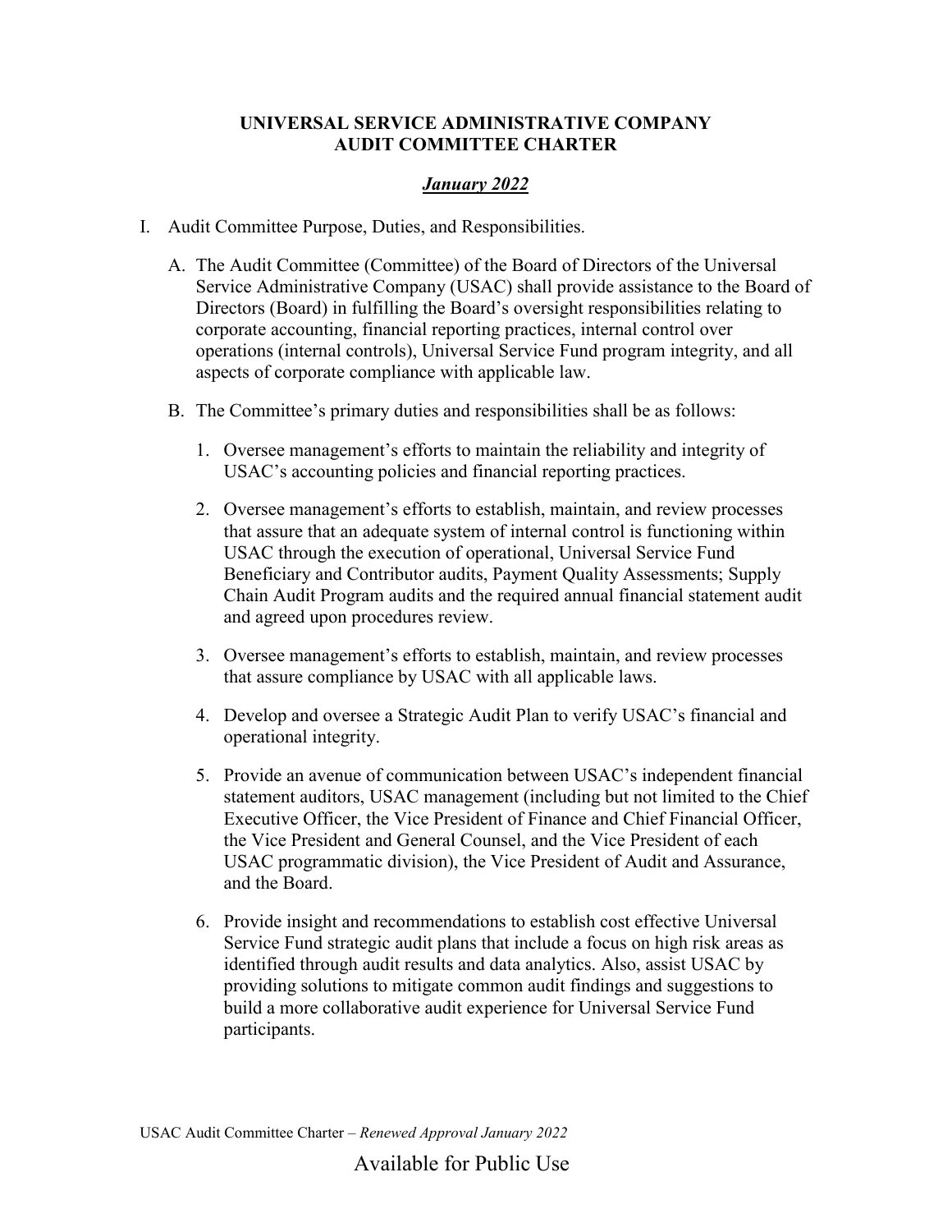**UNIVERSAL SERVICE ADMINISTRATIVE COMPANY**
**AUDIT COMMITTEE CHARTER**

***January 2022***

I. Audit Committee Purpose, Duties, and Responsibilities.

A. The Audit Committee (Committee) of the Board of Directors of the Universal Service Administrative Company (USAC) shall provide assistance to the Board of Directors (Board) in fulfilling the Board's oversight responsibilities relating to corporate accounting, financial reporting practices, internal control over operations (internal controls), Universal Service Fund program integrity, and all aspects of corporate compliance with applicable law.

B. The Committee's primary duties and responsibilities shall be as follows:

1. Oversee management's efforts to maintain the reliability and integrity of USAC's accounting policies and financial reporting practices.

2. Oversee management's efforts to establish, maintain, and review processes that assure that an adequate system of internal control is functioning within USAC through the execution of operational, Universal Service Fund Beneficiary and Contributor audits, Payment Quality Assessments; Supply Chain Audit Program audits and the required annual financial statement audit and agreed upon procedures review.

3. Oversee management's efforts to establish, maintain, and review processes that assure compliance by USAC with all applicable laws.

4. Develop and oversee a Strategic Audit Plan to verify USAC's financial and operational integrity.

5. Provide an avenue of communication between USAC's independent financial statement auditors, USAC management (including but not limited to the Chief Executive Officer, the Vice President of Finance and Chief Financial Officer, the Vice President and General Counsel, and the Vice President of each USAC programmatic division), the Vice President of Audit and Assurance, and the Board.

6. Provide insight and recommendations to establish cost effective Universal Service Fund strategic audit plans that include a focus on high risk areas as identified through audit results and data analytics. Also, assist USAC by providing solutions to mitigate common audit findings and suggestions to build a more collaborative audit experience for Universal Service Fund participants.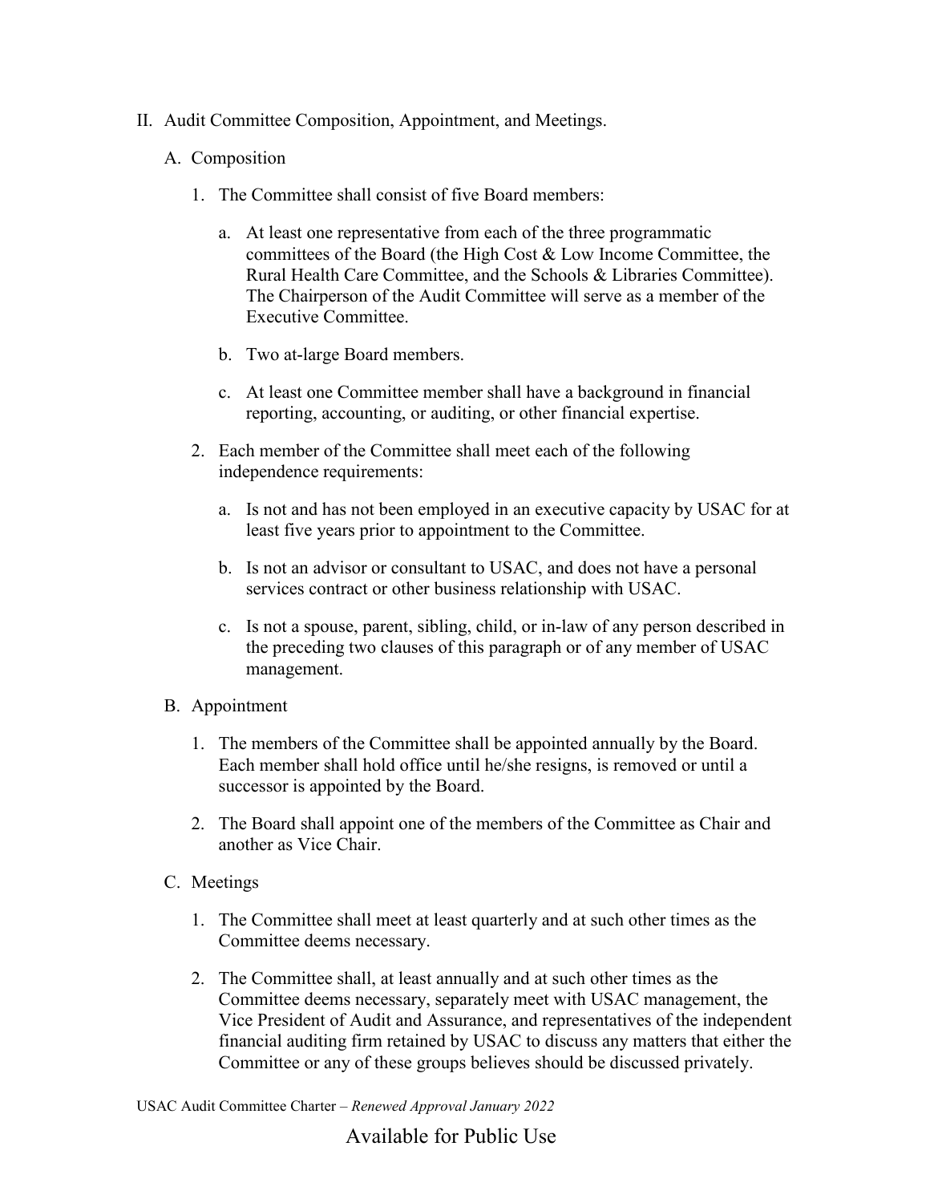## II. Audit Committee Composition, Appointment, and Meetings.

### A. Composition

1. The Committee shall consist of five Board members:

   a. At least one representative from each of the three programmatic committees of the Board (the High Cost & Low Income Committee, the Rural Health Care Committee, and the Schools & Libraries Committee). The Chairperson of the Audit Committee will serve as a member of the Executive Committee.

   b. Two at-large Board members.

   c. At least one Committee member shall have a background in financial reporting, accounting, or auditing, or other financial expertise.

2. Each member of the Committee shall meet each of the following independence requirements:

   a. Is not and has not been employed in an executive capacity by USAC for at least five years prior to appointment to the Committee.

   b. Is not an advisor or consultant to USAC, and does not have a personal services contract or other business relationship with USAC.

   c. Is not a spouse, parent, sibling, child, or in-law of any person described in the preceding two clauses of this paragraph or of any member of USAC management.

### B. Appointment

1. The members of the Committee shall be appointed annually by the Board. Each member shall hold office until he/she resigns, is removed or until a successor is appointed by the Board.

2. The Board shall appoint one of the members of the Committee as Chair and another as Vice Chair.

### C. Meetings

1. The Committee shall meet at least quarterly and at such other times as the Committee deems necessary.

2. The Committee shall, at least annually and at such other times as the Committee deems necessary, separately meet with USAC management, the Vice President of Audit and Assurance, and representatives of the independent financial auditing firm retained by USAC to discuss any matters that either the Committee or any of these groups believes should be discussed privately.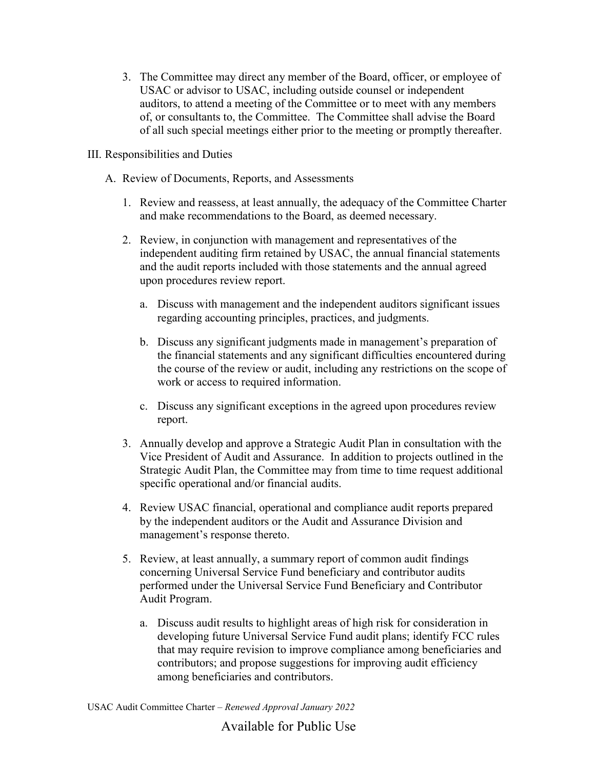3. The Committee may direct any member of the Board, officer, or employee of USAC or advisor to USAC, including outside counsel or independent auditors, to attend a meeting of the Committee or to meet with any members of, or consultants to, the Committee. The Committee shall advise the Board of all such special meetings either prior to the meeting or promptly thereafter.

## III. Responsibilities and Duties

### A. Review of Documents, Reports, and Assessments

1. Review and reassess, at least annually, the adequacy of the Committee Charter and make recommendations to the Board, as deemed necessary.

2. Review, in conjunction with management and representatives of the independent auditing firm retained by USAC, the annual financial statements and the audit reports included with those statements and the annual agreed upon procedures review report.

   a. Discuss with management and the independent auditors significant issues regarding accounting principles, practices, and judgments.

   b. Discuss any significant judgments made in management's preparation of the financial statements and any significant difficulties encountered during the course of the review or audit, including any restrictions on the scope of work or access to required information.

   c. Discuss any significant exceptions in the agreed upon procedures review report.

3. Annually develop and approve a Strategic Audit Plan in consultation with the Vice President of Audit and Assurance. In addition to projects outlined in the Strategic Audit Plan, the Committee may from time to time request additional specific operational and/or financial audits.

4. Review USAC financial, operational and compliance audit reports prepared by the independent auditors or the Audit and Assurance Division and management's response thereto.

5. Review, at least annually, a summary report of common audit findings concerning Universal Service Fund beneficiary and contributor audits performed under the Universal Service Fund Beneficiary and Contributor Audit Program.

   a. Discuss audit results to highlight areas of high risk for consideration in developing future Universal Service Fund audit plans; identify FCC rules that may require revision to improve compliance among beneficiaries and contributors; and propose suggestions for improving audit efficiency among beneficiaries and contributors.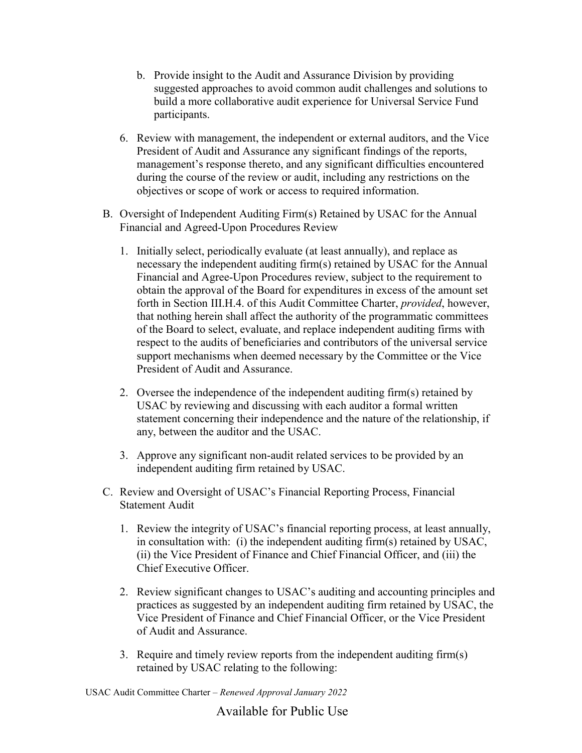b. Provide insight to the Audit and Assurance Division by providing suggested approaches to avoid common audit challenges and solutions to build a more collaborative audit experience for Universal Service Fund participants.

6. Review with management, the independent or external auditors, and the Vice President of Audit and Assurance any significant findings of the reports, management's response thereto, and any significant difficulties encountered during the course of the review or audit, including any restrictions on the objectives or scope of work or access to required information.

B. Oversight of Independent Auditing Firm(s) Retained by USAC for the Annual Financial and Agreed-Upon Procedures Review

1. Initially select, periodically evaluate (at least annually), and replace as necessary the independent auditing firm(s) retained by USAC for the Annual Financial and Agree-Upon Procedures review, subject to the requirement to obtain the approval of the Board for expenditures in excess of the amount set forth in Section III.H.4. of this Audit Committee Charter, *provided*, however, that nothing herein shall affect the authority of the programmatic committees of the Board to select, evaluate, and replace independent auditing firms with respect to the audits of beneficiaries and contributors of the universal service support mechanisms when deemed necessary by the Committee or the Vice President of Audit and Assurance.

2. Oversee the independence of the independent auditing firm(s) retained by USAC by reviewing and discussing with each auditor a formal written statement concerning their independence and the nature of the relationship, if any, between the auditor and the USAC.

3. Approve any significant non-audit related services to be provided by an independent auditing firm retained by USAC.

C. Review and Oversight of USAC's Financial Reporting Process, Financial Statement Audit

1. Review the integrity of USAC's financial reporting process, at least annually, in consultation with: (i) the independent auditing firm(s) retained by USAC, (ii) the Vice President of Finance and Chief Financial Officer, and (iii) the Chief Executive Officer.

2. Review significant changes to USAC's auditing and accounting principles and practices as suggested by an independent auditing firm retained by USAC, the Vice President of Finance and Chief Financial Officer, or the Vice President of Audit and Assurance.

3. Require and timely review reports from the independent auditing firm(s) retained by USAC relating to the following: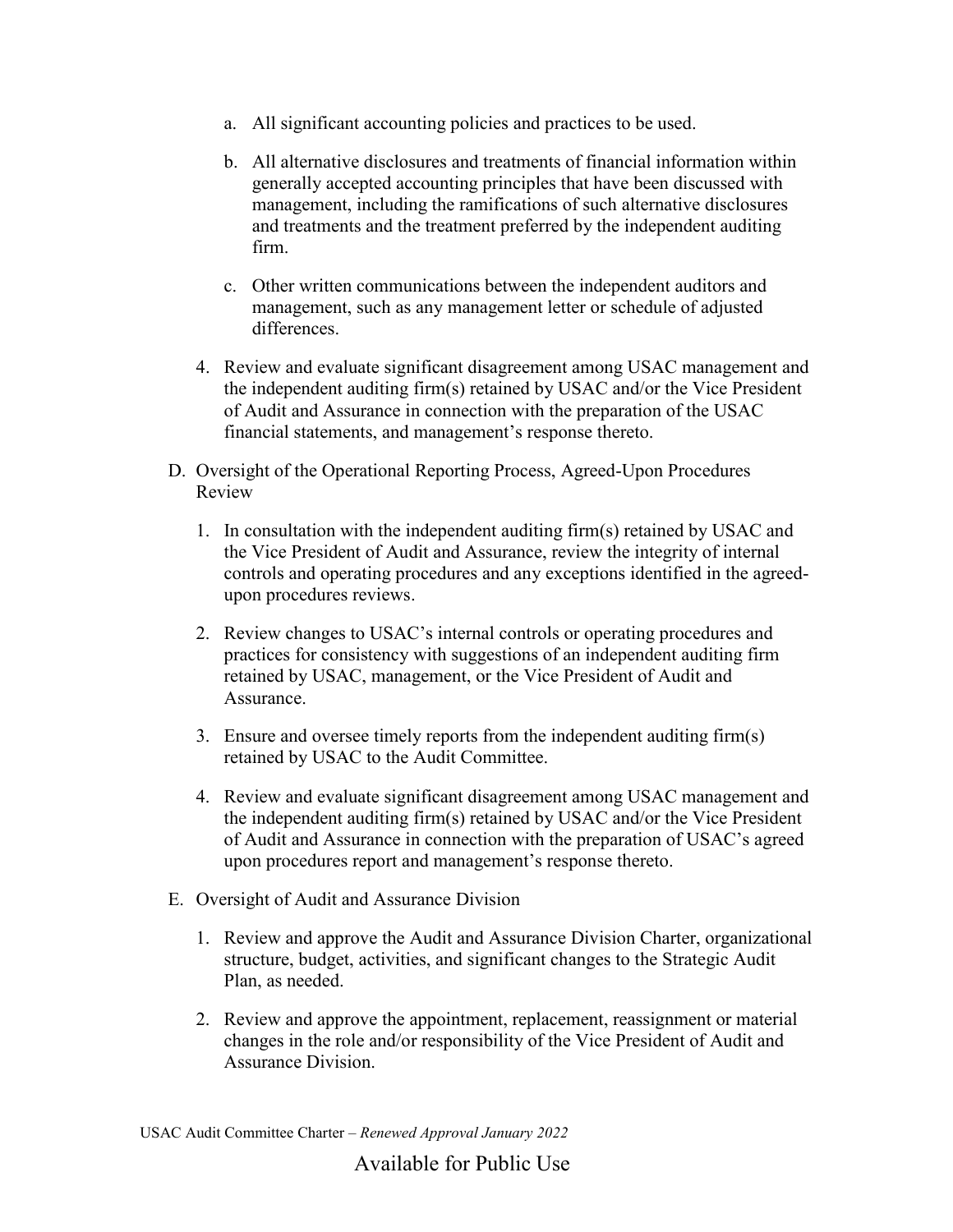a. All significant accounting policies and practices to be used.

   b. All alternative disclosures and treatments of financial information within generally accepted accounting principles that have been discussed with management, including the ramifications of such alternative disclosures and treatments and the treatment preferred by the independent auditing firm.

   c. Other written communications between the independent auditors and management, such as any management letter or schedule of adjusted differences.

4. Review and evaluate significant disagreement among USAC management and the independent auditing firm(s) retained by USAC and/or the Vice President of Audit and Assurance in connection with the preparation of the USAC financial statements, and management's response thereto.

D. Oversight of the Operational Reporting Process, Agreed-Upon Procedures Review

1. In consultation with the independent auditing firm(s) retained by USAC and the Vice President of Audit and Assurance, review the integrity of internal controls and operating procedures and any exceptions identified in the agreed-upon procedures reviews.

2. Review changes to USAC's internal controls or operating procedures and practices for consistency with suggestions of an independent auditing firm retained by USAC, management, or the Vice President of Audit and Assurance.

3. Ensure and oversee timely reports from the independent auditing firm(s) retained by USAC to the Audit Committee.

4. Review and evaluate significant disagreement among USAC management and the independent auditing firm(s) retained by USAC and/or the Vice President of Audit and Assurance in connection with the preparation of USAC's agreed upon procedures report and management's response thereto.

E. Oversight of Audit and Assurance Division

1. Review and approve the Audit and Assurance Division Charter, organizational structure, budget, activities, and significant changes to the Strategic Audit Plan, as needed.

2. Review and approve the appointment, replacement, reassignment or material changes in the role and/or responsibility of the Vice President of Audit and Assurance Division.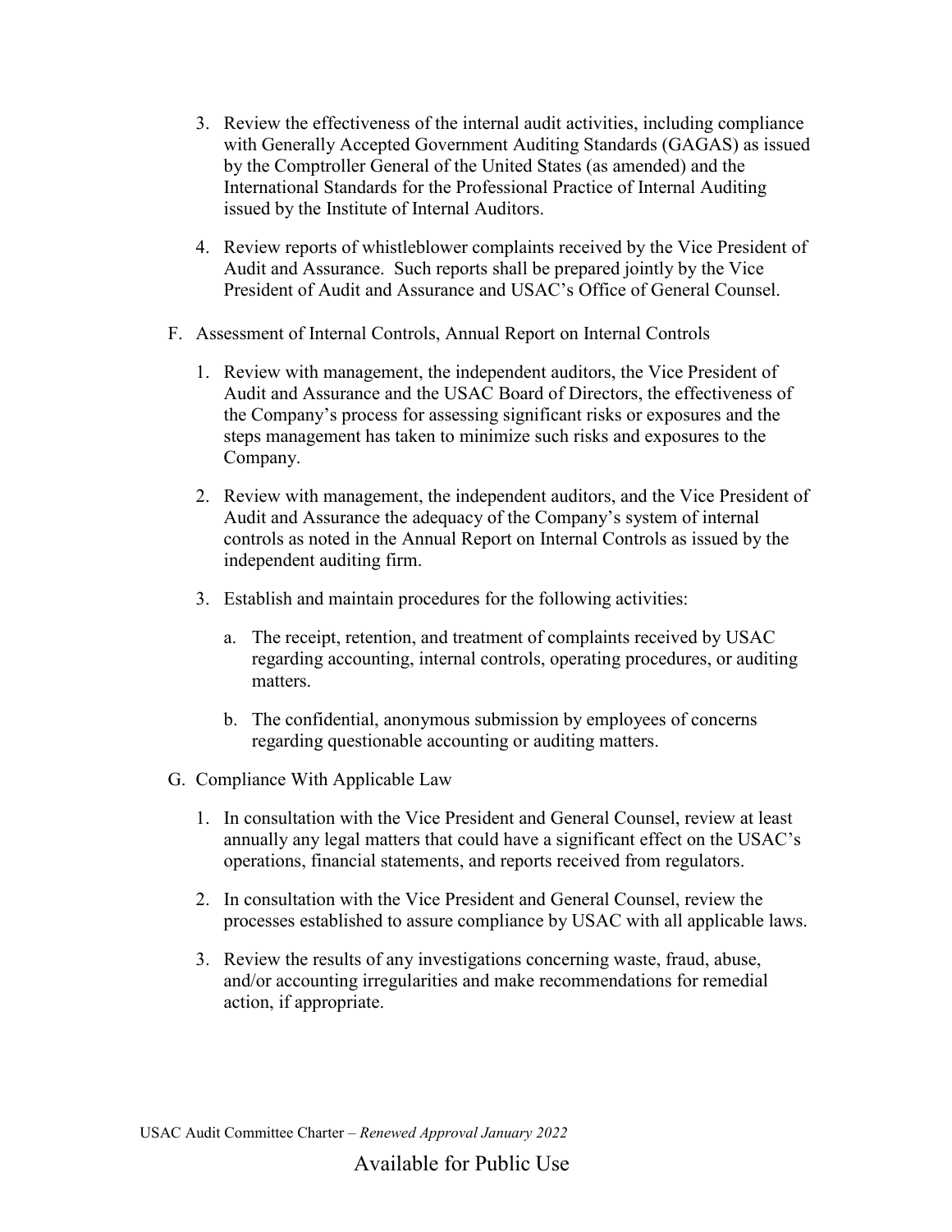3. Review the effectiveness of the internal audit activities, including compliance with Generally Accepted Government Auditing Standards (GAGAS) as issued by the Comptroller General of the United States (as amended) and the International Standards for the Professional Practice of Internal Auditing issued by the Institute of Internal Auditors.

4. Review reports of whistleblower complaints received by the Vice President of Audit and Assurance. Such reports shall be prepared jointly by the Vice President of Audit and Assurance and USAC's Office of General Counsel.

F. Assessment of Internal Controls, Annual Report on Internal Controls

1. Review with management, the independent auditors, the Vice President of Audit and Assurance and the USAC Board of Directors, the effectiveness of the Company's process for assessing significant risks or exposures and the steps management has taken to minimize such risks and exposures to the Company.

2. Review with management, the independent auditors, and the Vice President of Audit and Assurance the adequacy of the Company's system of internal controls as noted in the Annual Report on Internal Controls as issued by the independent auditing firm.

3. Establish and maintain procedures for the following activities:

   a. The receipt, retention, and treatment of complaints received by USAC regarding accounting, internal controls, operating procedures, or auditing matters.

   b. The confidential, anonymous submission by employees of concerns regarding questionable accounting or auditing matters.

G. Compliance With Applicable Law

1. In consultation with the Vice President and General Counsel, review at least annually any legal matters that could have a significant effect on the USAC's operations, financial statements, and reports received from regulators.

2. In consultation with the Vice President and General Counsel, review the processes established to assure compliance by USAC with all applicable laws.

3. Review the results of any investigations concerning waste, fraud, abuse, and/or accounting irregularities and make recommendations for remedial action, if appropriate.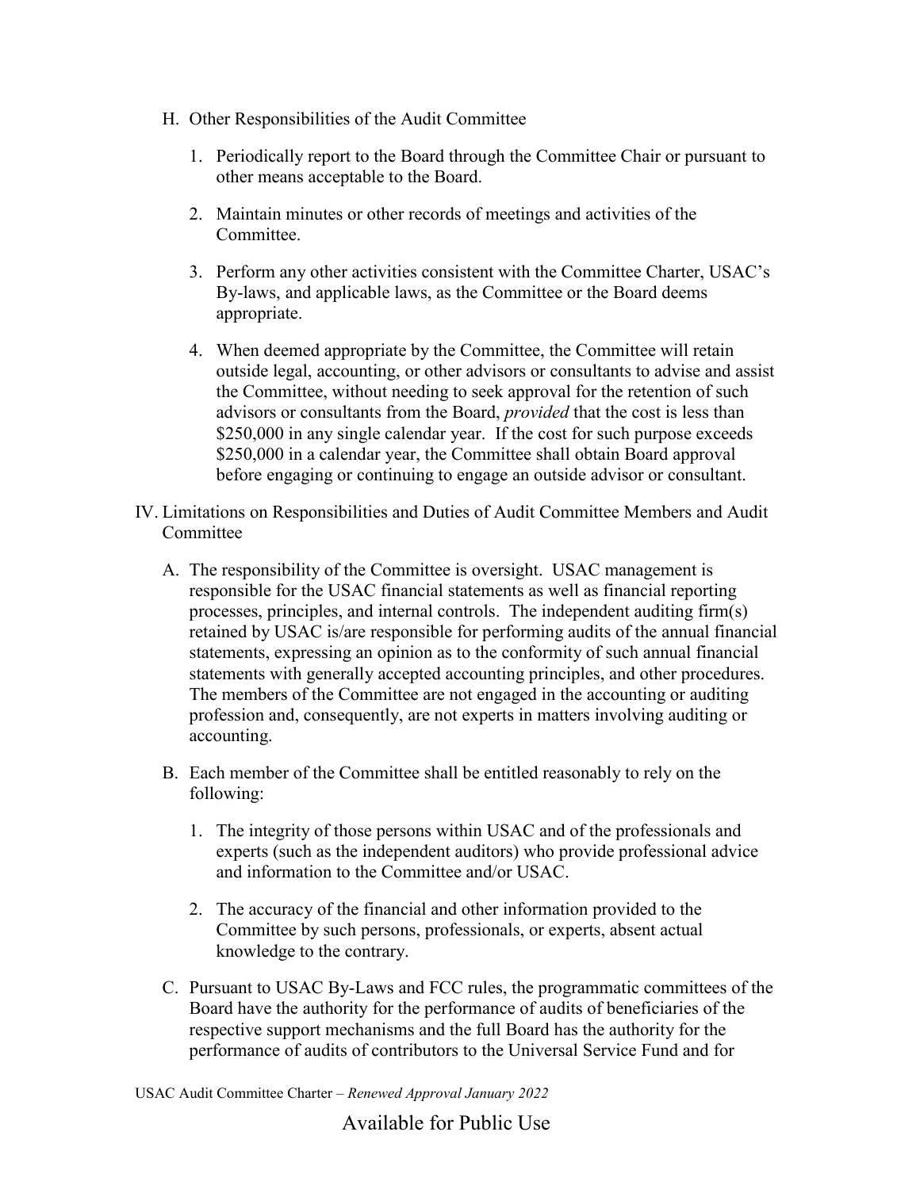H. Other Responsibilities of the Audit Committee

1. Periodically report to the Board through the Committee Chair or pursuant to other means acceptable to the Board.

2. Maintain minutes or other records of meetings and activities of the Committee.

3. Perform any other activities consistent with the Committee Charter, USAC's By-laws, and applicable laws, as the Committee or the Board deems appropriate.

4. When deemed appropriate by the Committee, the Committee will retain outside legal, accounting, or other advisors or consultants to advise and assist the Committee, without needing to seek approval for the retention of such advisors or consultants from the Board, *provided* that the cost is less than $250,000 in any single calendar year. If the cost for such purpose exceeds $250,000 in a calendar year, the Committee shall obtain Board approval before engaging or continuing to engage an outside advisor or consultant.

IV. Limitations on Responsibilities and Duties of Audit Committee Members and Audit Committee

A. The responsibility of the Committee is oversight. USAC management is responsible for the USAC financial statements as well as financial reporting processes, principles, and internal controls. The independent auditing firm(s) retained by USAC is/are responsible for performing audits of the annual financial statements, expressing an opinion as to the conformity of such annual financial statements with generally accepted accounting principles, and other procedures. The members of the Committee are not engaged in the accounting or auditing profession and, consequently, are not experts in matters involving auditing or accounting.

B. Each member of the Committee shall be entitled reasonably to rely on the following:

1. The integrity of those persons within USAC and of the professionals and experts (such as the independent auditors) who provide professional advice and information to the Committee and/or USAC.

2. The accuracy of the financial and other information provided to the Committee by such persons, professionals, or experts, absent actual knowledge to the contrary.

C. Pursuant to USAC By-Laws and FCC rules, the programmatic committees of the Board have the authority for the performance of audits of beneficiaries of the respective support mechanisms and the full Board has the authority for the performance of audits of contributors to the Universal Service Fund and for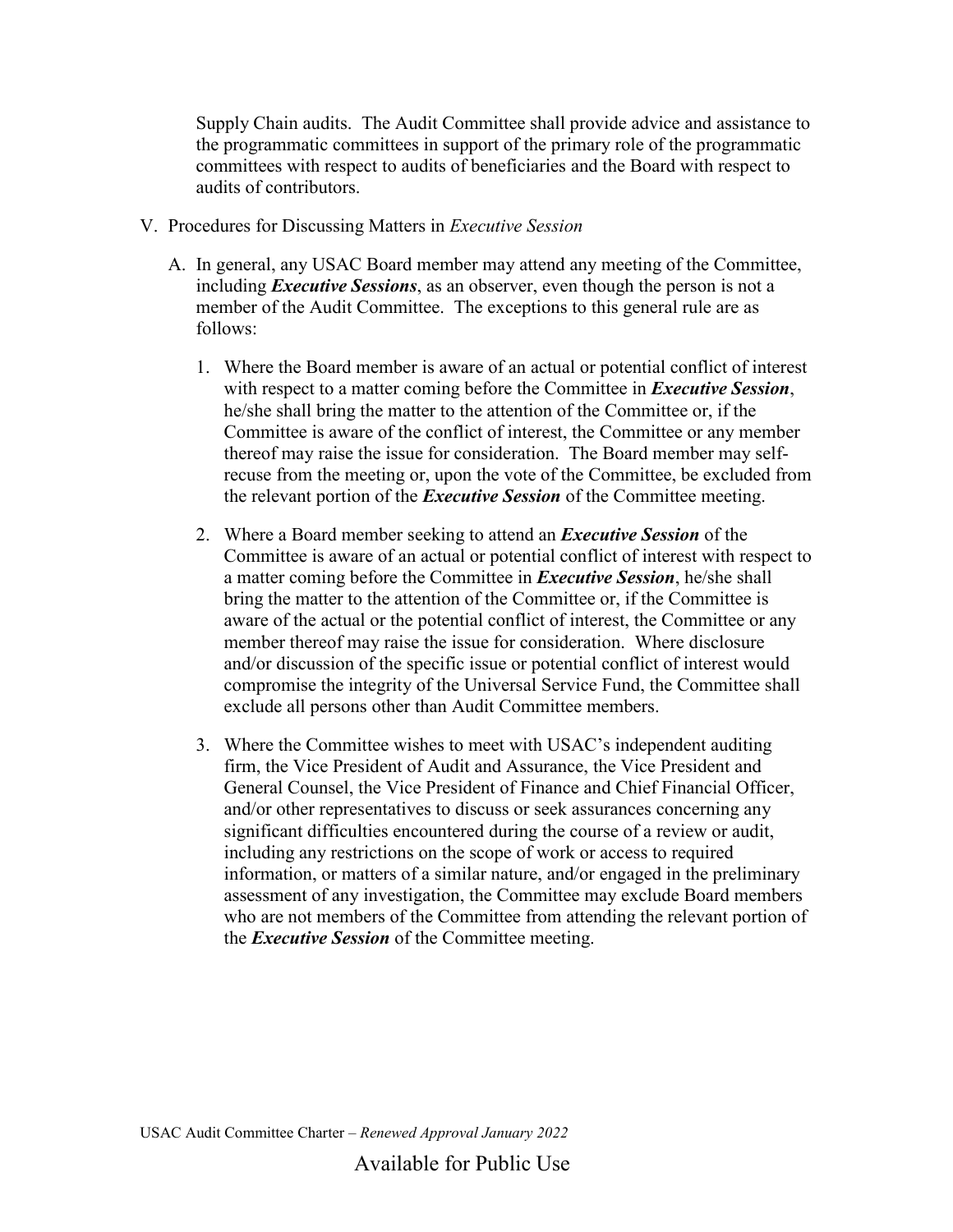Supply Chain audits. The Audit Committee shall provide advice and assistance to the programmatic committees in support of the primary role of the programmatic committees with respect to audits of beneficiaries and the Board with respect to audits of contributors.

V. Procedures for Discussing Matters in *Executive Session*

   A. In general, any USAC Board member may attend any meeting of the Committee, including ***Executive Sessions***, as an observer, even though the person is not a member of the Audit Committee. The exceptions to this general rule are as follows:

      1. Where the Board member is aware of an actual or potential conflict of interest with respect to a matter coming before the Committee in ***Executive Session***, he/she shall bring the matter to the attention of the Committee or, if the Committee is aware of the conflict of interest, the Committee or any member thereof may raise the issue for consideration. The Board member may self-recuse from the meeting or, upon the vote of the Committee, be excluded from the relevant portion of the ***Executive Session*** of the Committee meeting.

      2. Where a Board member seeking to attend an ***Executive Session*** of the Committee is aware of an actual or potential conflict of interest with respect to a matter coming before the Committee in ***Executive Session***, he/she shall bring the matter to the attention of the Committee or, if the Committee is aware of the actual or the potential conflict of interest, the Committee or any member thereof may raise the issue for consideration. Where disclosure and/or discussion of the specific issue or potential conflict of interest would compromise the integrity of the Universal Service Fund, the Committee shall exclude all persons other than Audit Committee members.

      3. Where the Committee wishes to meet with USAC's independent auditing firm, the Vice President of Audit and Assurance, the Vice President and General Counsel, the Vice President of Finance and Chief Financial Officer, and/or other representatives to discuss or seek assurances concerning any significant difficulties encountered during the course of a review or audit, including any restrictions on the scope of work or access to required information, or matters of a similar nature, and/or engaged in the preliminary assessment of any investigation, the Committee may exclude Board members who are not members of the Committee from attending the relevant portion of the ***Executive Session*** of the Committee meeting.